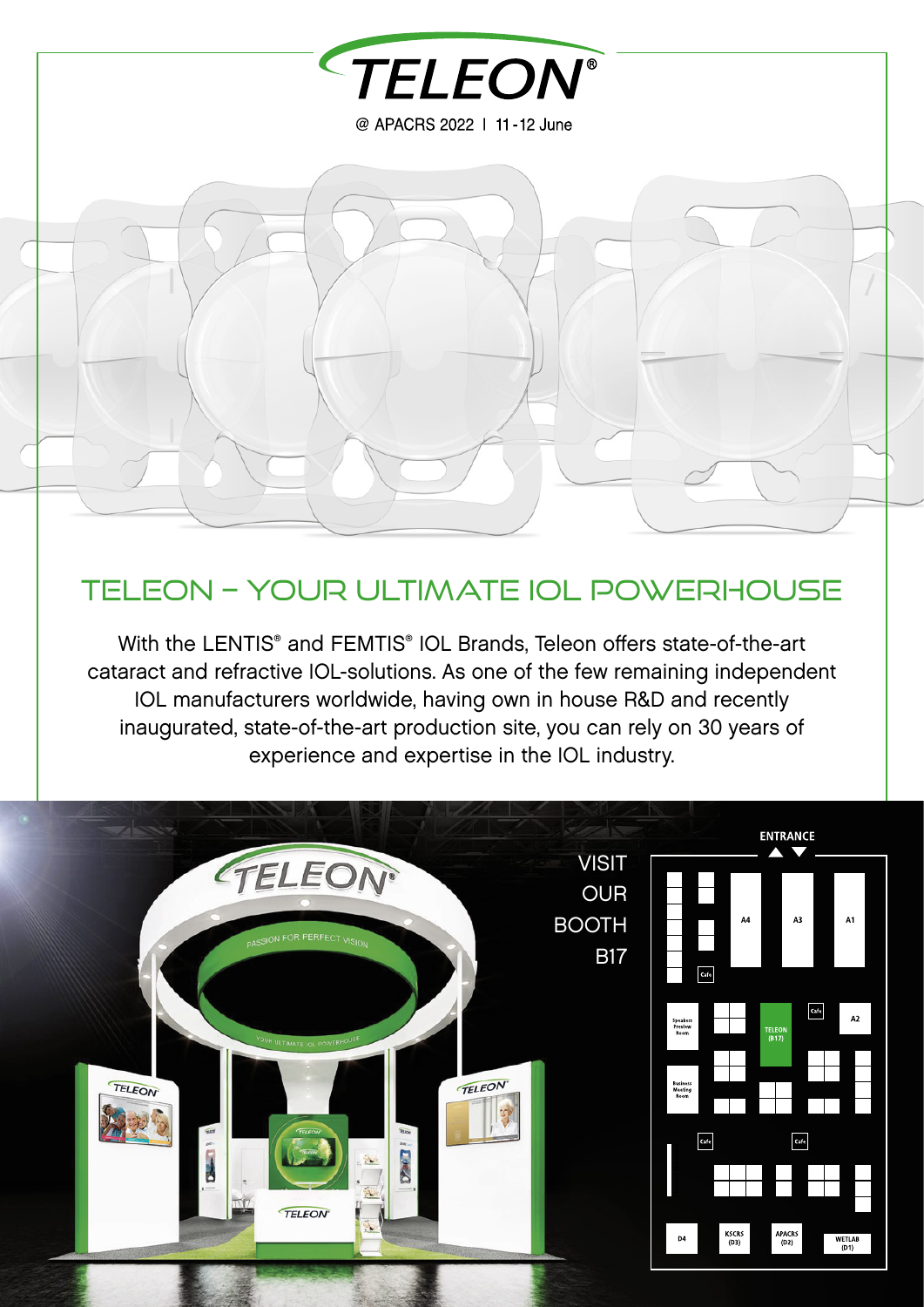# TELEON®

@ APACRS 2022 | 11-12 June

## TELEON – YOUR ULTIMATE IOL POWERHOUSE

With the LENTIS® and FEMTIS® IOL Brands, Teleon offers state-of-the-art cataract and refractive IOL-solutions. As one of the few remaining independent IOL manufacturers worldwide, having own in house R&D and recently inaugurated, state-of-the-art production site, you can rely on 30 years of experience and expertise in the IOL industry.

VISIT OUR BOOTH B17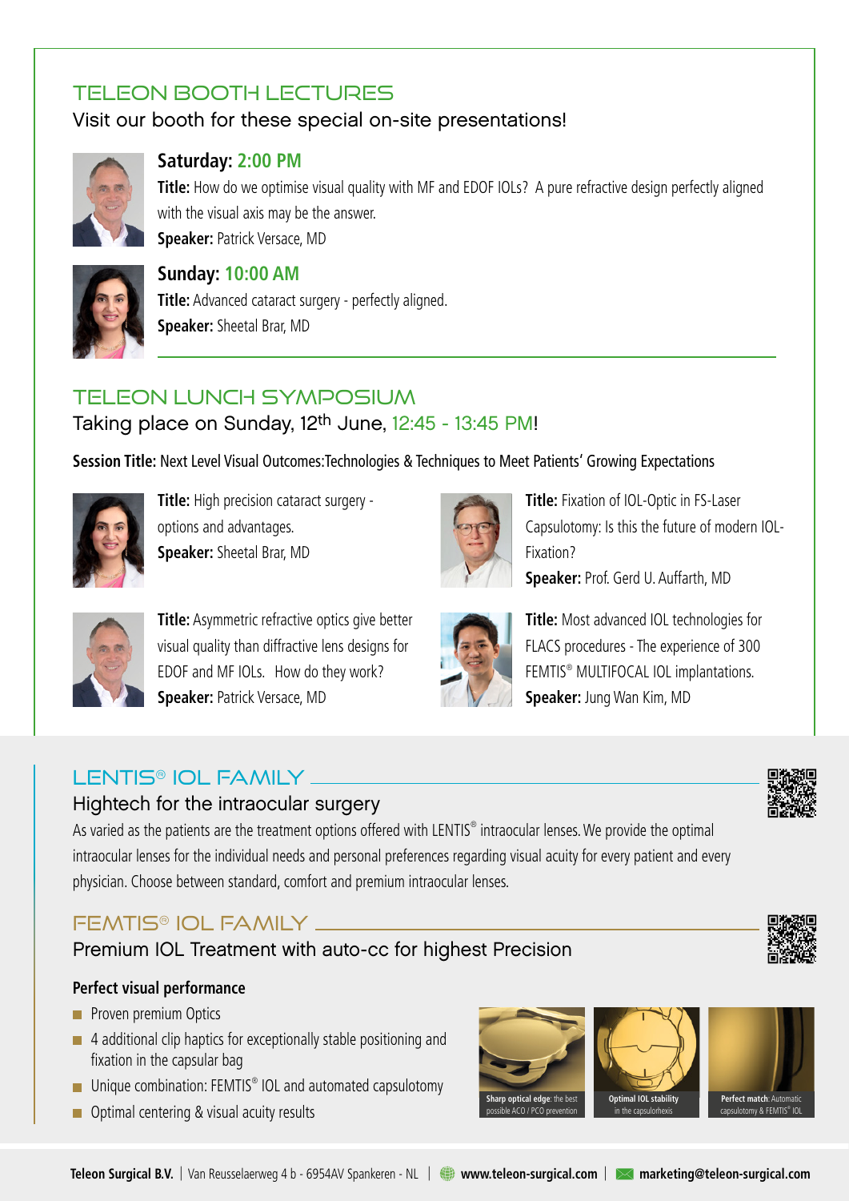## TELEON BOOTH LECTURES

Visit our booth for these special on-site presentations!

**Saturday: 2:00 PM**

**Title:** How do we optimise visual quality with MF and EDOF IOLs? A pure refractive design perfectly aligned with the visual axis may be the answer.

**Speaker:** Patrick Versace, MD

**Sunday: 10:00 AM**

**Title:** Advanced cataract surgery - perfectly aligned.

**Speaker:** Sheetal Brar, MD

## TELEON LUNCH SYMPOSIUM

Taking place on Sunday, 12th June, 12:45 - 13:45 PM!

**Session Title:** Next Level Visual Outcomes:Technologies & Techniques to Meet Patients' Growing Expectations

**Title:** High precision cataract surgery - options and advantages.

**Speaker:** Sheetal Brar, MD

**Title:** Fixation of IOL-Optic in FS-Laser Capsulotomy: Is this the future of modern IOL-Fixation?

**Speaker:** Prof. Gerd U. Auffarth, MD

**Title:** Asymmetric refractive optics give better visual quality than diffractive lens designs for EDOF and MF IOLs. How do they work?

**Speaker:** Patrick Versace, MD

**Title:** Most advanced IOL technologies for FLACS procedures - The experience of 300 FEMTIS® MULTIFOCAL IOL implantations.

**Speaker:** Jung Wan Kim, MD

## LENTIS® IOL FAMILY

### Hightech for the intraocular surgery

As varied as the patients are the treatment options offered with LENTIS® intraocular lenses. We provide the optimal intraocular lenses for the individual needs and personal preferences regarding visual acuity for every patient and every physician. Choose between standard, comfort and premium intraocular lenses.

## FEMTIS® IOL FAMILY

### Premium IOL Treatment with auto-cc for highest Precision

**Perfect visual performance**

- Proven premium Optics
- 4 additional clip haptics for exceptionally stable positioning and fixation in the capsular bag
- Unique combination: FEMTIS® IOL and automated capsulotomy
- Optimal centering & visual acuity results

**Sharp optical edge**: the best possible ACO / PCO prevention

**Optimal IOL stability** in the capsulorhexis

**Perfect match**: Automatic capsulotomy & FEMTIS® IOL

**Teleon Surgical B.V.** | Van Reusselaerweg 4 b - 6954AV Spankeren - NL | **www.teleon-surgical.com** | **marketing@teleon-surgical.com**